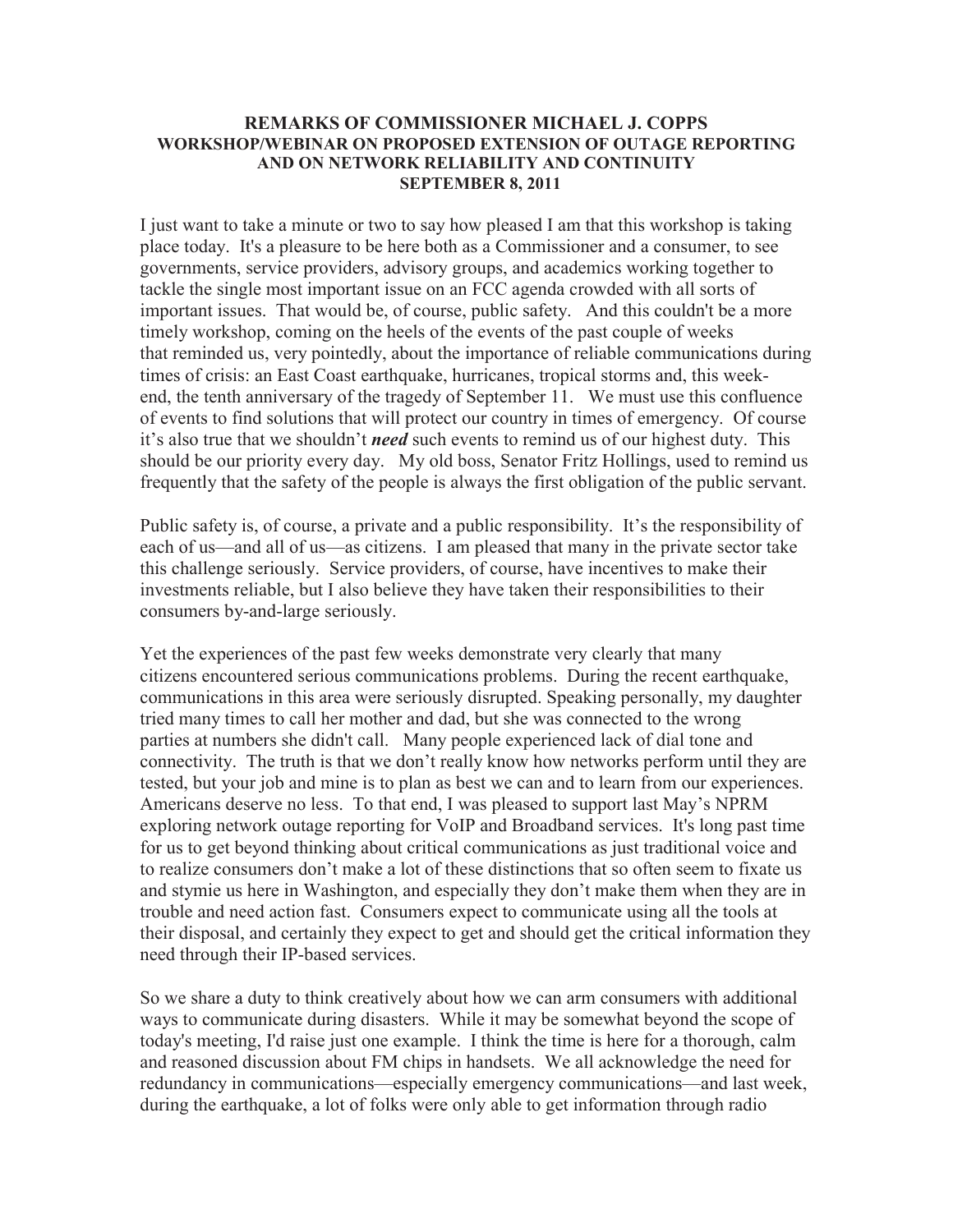# REMARKS OF COMMISSIONER MICHAEL J. COPPS
## WORKSHOP/WEBINAR ON PROPOSED EXTENSION OF OUTAGE REPORTING AND ON NETWORK RELIABILITY AND CONTINUITY
### SEPTEMBER 8, 2011

I just want to take a minute or two to say how pleased I am that this workshop is taking place today. It's a pleasure to be here both as a Commissioner and a consumer, to see governments, service providers, advisory groups, and academics working together to tackle the single most important issue on an FCC agenda crowded with all sorts of important issues. That would be, of course, public safety. And this couldn't be a more timely workshop, coming on the heels of the events of the past couple of weeks that reminded us, very pointedly, about the importance of reliable communications during times of crisis: an East Coast earthquake, hurricanes, tropical storms and, this week-end, the tenth anniversary of the tragedy of September 11. We must use this confluence of events to find solutions that will protect our country in times of emergency. Of course it's also true that we shouldn't ***need*** such events to remind us of our highest duty. This should be our priority every day. My old boss, Senator Fritz Hollings, used to remind us frequently that the safety of the people is always the first obligation of the public servant.

Public safety is, of course, a private and a public responsibility. It's the responsibility of each of us—and all of us—as citizens. I am pleased that many in the private sector take this challenge seriously. Service providers, of course, have incentives to make their investments reliable, but I also believe they have taken their responsibilities to their consumers by-and-large seriously.

Yet the experiences of the past few weeks demonstrate very clearly that many citizens encountered serious communications problems. During the recent earthquake, communications in this area were seriously disrupted. Speaking personally, my daughter tried many times to call her mother and dad, but she was connected to the wrong parties at numbers she didn't call. Many people experienced lack of dial tone and connectivity. The truth is that we don't really know how networks perform until they are tested, but your job and mine is to plan as best we can and to learn from our experiences. Americans deserve no less. To that end, I was pleased to support last May's NPRM exploring network outage reporting for VoIP and Broadband services. It's long past time for us to get beyond thinking about critical communications as just traditional voice and to realize consumers don't make a lot of these distinctions that so often seem to fixate us and stymie us here in Washington, and especially they don't make them when they are in trouble and need action fast. Consumers expect to communicate using all the tools at their disposal, and certainly they expect to get and should get the critical information they need through their IP-based services.

So we share a duty to think creatively about how we can arm consumers with additional ways to communicate during disasters. While it may be somewhat beyond the scope of today's meeting, I'd raise just one example. I think the time is here for a thorough, calm and reasoned discussion about FM chips in handsets. We all acknowledge the need for redundancy in communications—especially emergency communications—and last week, during the earthquake, a lot of folks were only able to get information through radio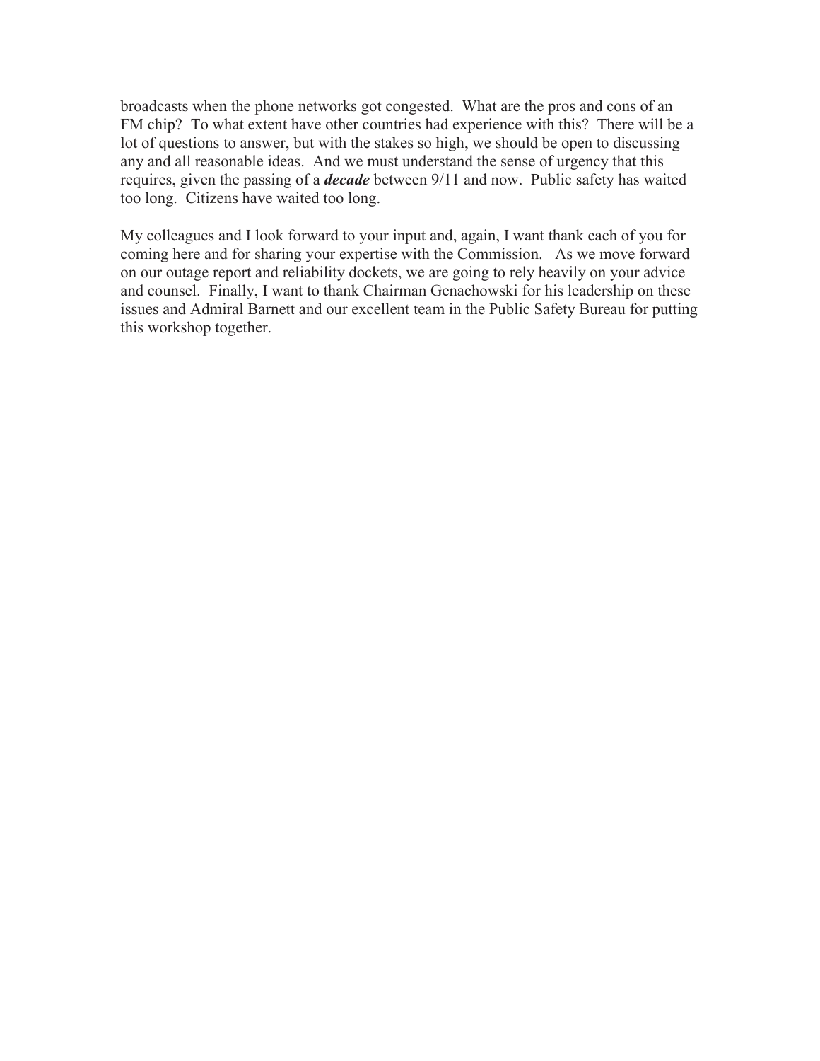broadcasts when the phone networks got congested. What are the pros and cons of an FM chip? To what extent have other countries had experience with this? There will be a lot of questions to answer, but with the stakes so high, we should be open to discussing any and all reasonable ideas. And we must understand the sense of urgency that this requires, given the passing of a ***decade*** between 9/11 and now. Public safety has waited too long. Citizens have waited too long.

My colleagues and I look forward to your input and, again, I want thank each of you for coming here and for sharing your expertise with the Commission. As we move forward on our outage report and reliability dockets, we are going to rely heavily on your advice and counsel. Finally, I want to thank Chairman Genachowski for his leadership on these issues and Admiral Barnett and our excellent team in the Public Safety Bureau for putting this workshop together.